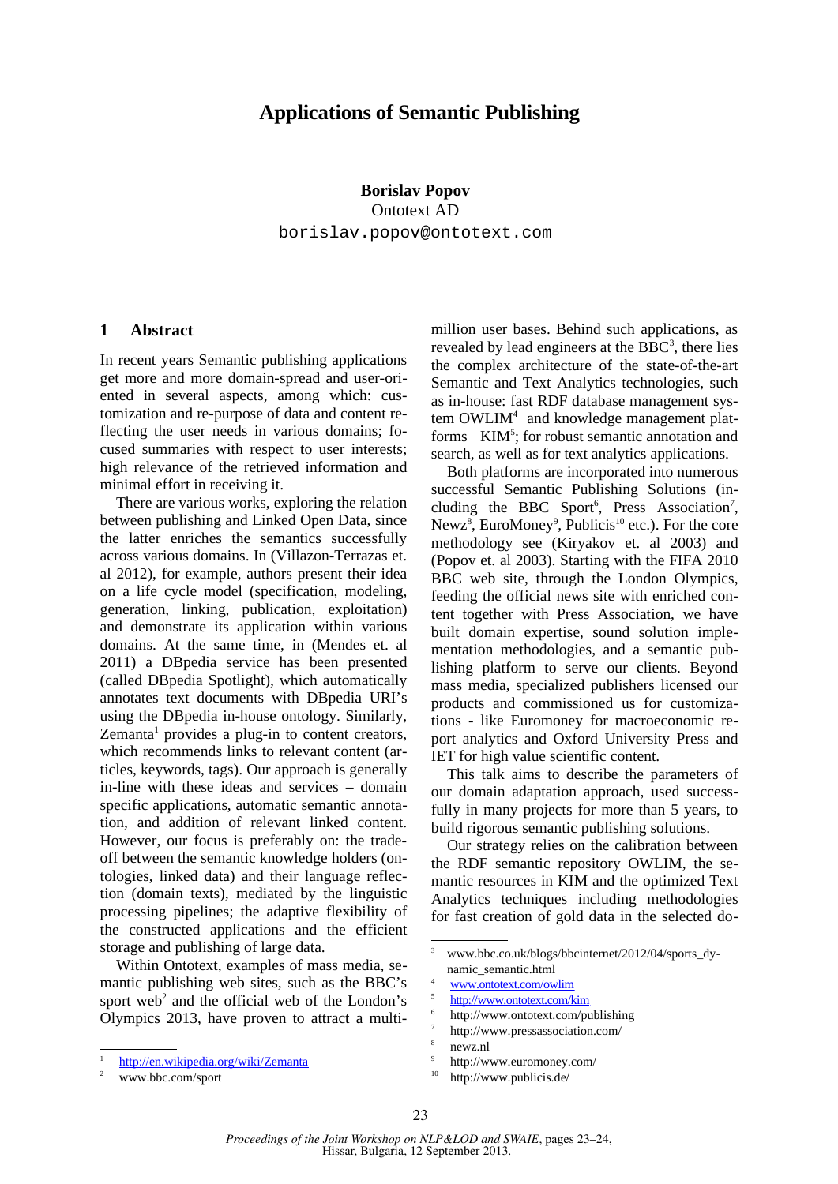# Applications of Semantic Publishing

**Borislav Popov**
Ontotext AD
borislav.popov@ontotext.com

## 1 Abstract

In recent years Semantic publishing applications get more and more domain-spread and user-oriented in several aspects, among which: customization and re-purpose of data and content reflecting the user needs in various domains; focused summaries with respect to user interests; high relevance of the retrieved information and minimal effort in receiving it.

There are various works, exploring the relation between publishing and Linked Open Data, since the latter enriches the semantics successfully across various domains. In (Villazon-Terrazas et. al 2012), for example, authors present their idea on a life cycle model (specification, modeling, generation, linking, publication, exploitation) and demonstrate its application within various domains. At the same time, in (Mendes et. al 2011) a DBpedia service has been presented (called DBpedia Spotlight), which automatically annotates text documents with DBpedia URI's using the DBpedia in-house ontology. Similarly, Zemanta[1] provides a plug-in to content creators, which recommends links to relevant content (articles, keywords, tags). Our approach is generally in-line with these ideas and services – domain specific applications, automatic semantic annotation, and addition of relevant linked content. However, our focus is preferably on: the trade-off between the semantic knowledge holders (ontologies, linked data) and their language reflection (domain texts), mediated by the linguistic processing pipelines; the adaptive flexibility of the constructed applications and the efficient storage and publishing of large data.

Within Ontotext, examples of mass media, semantic publishing web sites, such as the BBC's sport web[2] and the official web of the London's Olympics 2013, have proven to attract a multi-million user bases. Behind such applications, as revealed by lead engineers at the BBC[3], there lies the complex architecture of the state-of-the-art Semantic and Text Analytics technologies, such as in-house: fast RDF database management system OWLIM[4] and knowledge management platforms KIM[5]; for robust semantic annotation and search, as well as for text analytics applications.

Both platforms are incorporated into numerous successful Semantic Publishing Solutions (including the BBC Sport[6], Press Association[7], Newz[8], EuroMoney[9], Publicis[10] etc.). For the core methodology see (Kiryakov et. al 2003) and (Popov et. al 2003). Starting with the FIFA 2010 BBC web site, through the London Olympics, feeding the official news site with enriched content together with Press Association, we have built domain expertise, sound solution implementation methodologies, and a semantic publishing platform to serve our clients. Beyond mass media, specialized publishers licensed our products and commissioned us for customizations - like Euromoney for macroeconomic report analytics and Oxford University Press and IET for high value scientific content.

This talk aims to describe the parameters of our domain adaptation approach, used successfully in many projects for more than 5 years, to build rigorous semantic publishing solutions.

Our strategy relies on the calibration between the RDF semantic repository OWLIM, the semantic resources in KIM and the optimized Text Analytics techniques including methodologies for fast creation of gold data in the selected do-

---

[1] http://en.wikipedia.org/wiki/Zemanta

[2] www.bbc.com/sport

[3] www.bbc.co.uk/blogs/bbcinternet/2012/04/sports_dynamic_semantic.html

[4] www.ontotext.com/owlim

[5] http://www.ontotext.com/kim

[6] http://www.ontotext.com/publishing

[7] http://www.pressassociation.com/

[8] newz.nl

[9] http://www.euromoney.com/

[10] http://www.publicis.de/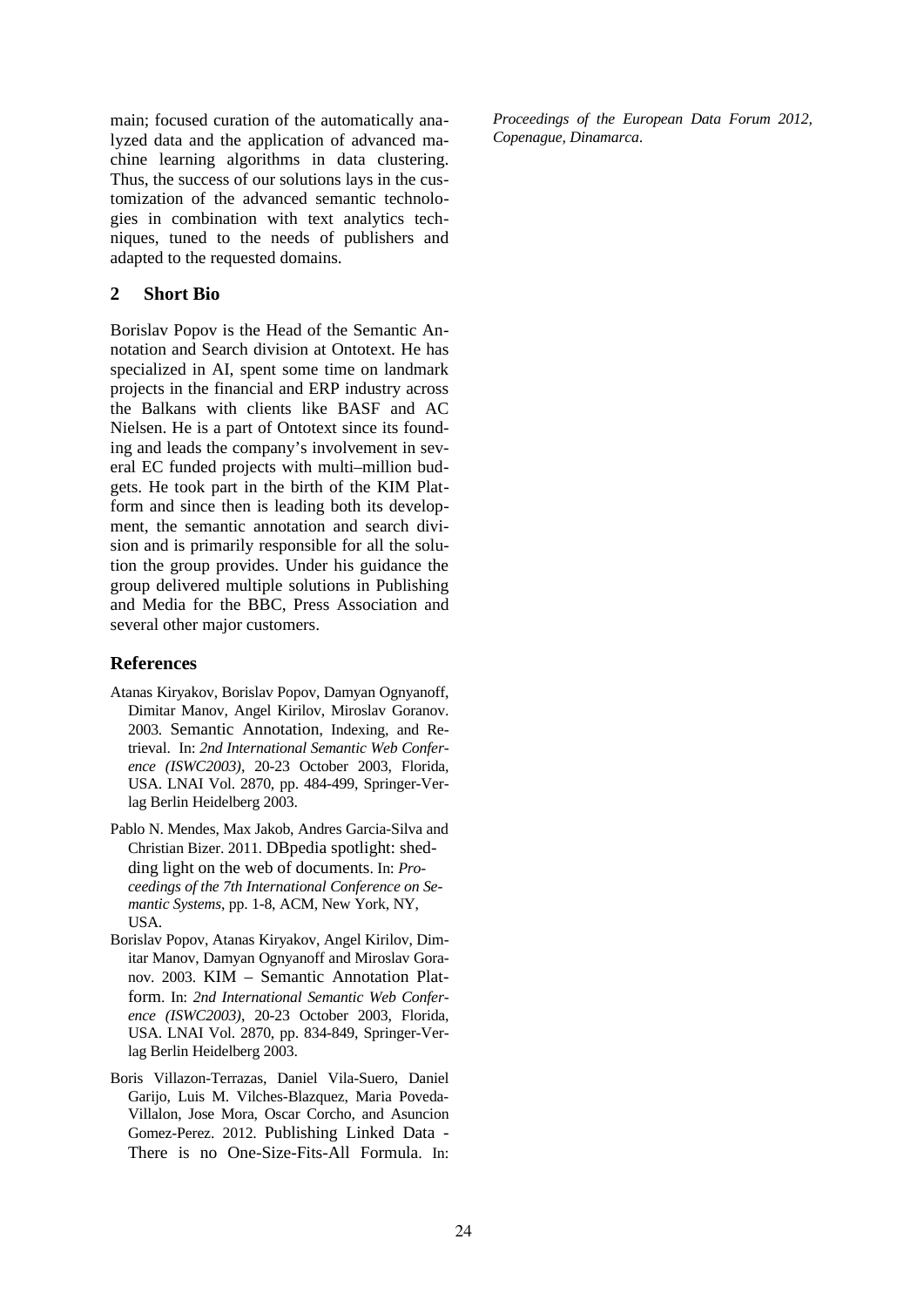main; focused curation of the automatically analyzed data and the application of advanced machine learning algorithms in data clustering. Thus, the success of our solutions lays in the customization of the advanced semantic technologies in combination with text analytics techniques, tuned to the needs of publishers and adapted to the requested domains.

## 2 Short Bio

Borislav Popov is the Head of the Semantic Annotation and Search division at Ontotext. He has specialized in AI, spent some time on landmark projects in the financial and ERP industry across the Balkans with clients like BASF and AC Nielsen. He is a part of Ontotext since its founding and leads the company's involvement in several EC funded projects with multi–million budgets. He took part in the birth of the KIM Platform and since then is leading both its development, the semantic annotation and search division and is primarily responsible for all the solution the group provides. Under his guidance the group delivered multiple solutions in Publishing and Media for the BBC, Press Association and several other major customers.

## References

Atanas Kiryakov, Borislav Popov, Damyan Ognyanoff, Dimitar Manov, Angel Kirilov, Miroslav Goranov. 2003. Semantic Annotation, Indexing, and Retrieval. In: *2nd International Semantic Web Conference (ISWC2003)*, 20-23 October 2003, Florida, USA. LNAI Vol. 2870, pp. 484-499, Springer-Verlag Berlin Heidelberg 2003.

Pablo N. Mendes, Max Jakob, Andres Garcia-Silva and Christian Bizer. 2011. DBpedia spotlight: shedding light on the web of documents. In: *Proceedings of the 7th International Conference on Semantic Systems*, pp. 1-8, ACM, New York, NY, USA.

Borislav Popov, Atanas Kiryakov, Angel Kirilov, Dimitar Manov, Damyan Ognyanoff and Miroslav Goranov. 2003. KIM – Semantic Annotation Platform. In: *2nd International Semantic Web Conference (ISWC2003)*, 20-23 October 2003, Florida, USA. LNAI Vol. 2870, pp. 834-849, Springer-Verlag Berlin Heidelberg 2003.

Boris Villazon-Terrazas, Daniel Vila-Suero, Daniel Garijo, Luis M. Vilches-Blazquez, Maria Poveda-Villalon, Jose Mora, Oscar Corcho, and Asuncion Gomez-Perez. 2012. Publishing Linked Data - There is no One-Size-Fits-All Formula. In: *Proceedings of the European Data Forum 2012, Copenague, Dinamarca*.